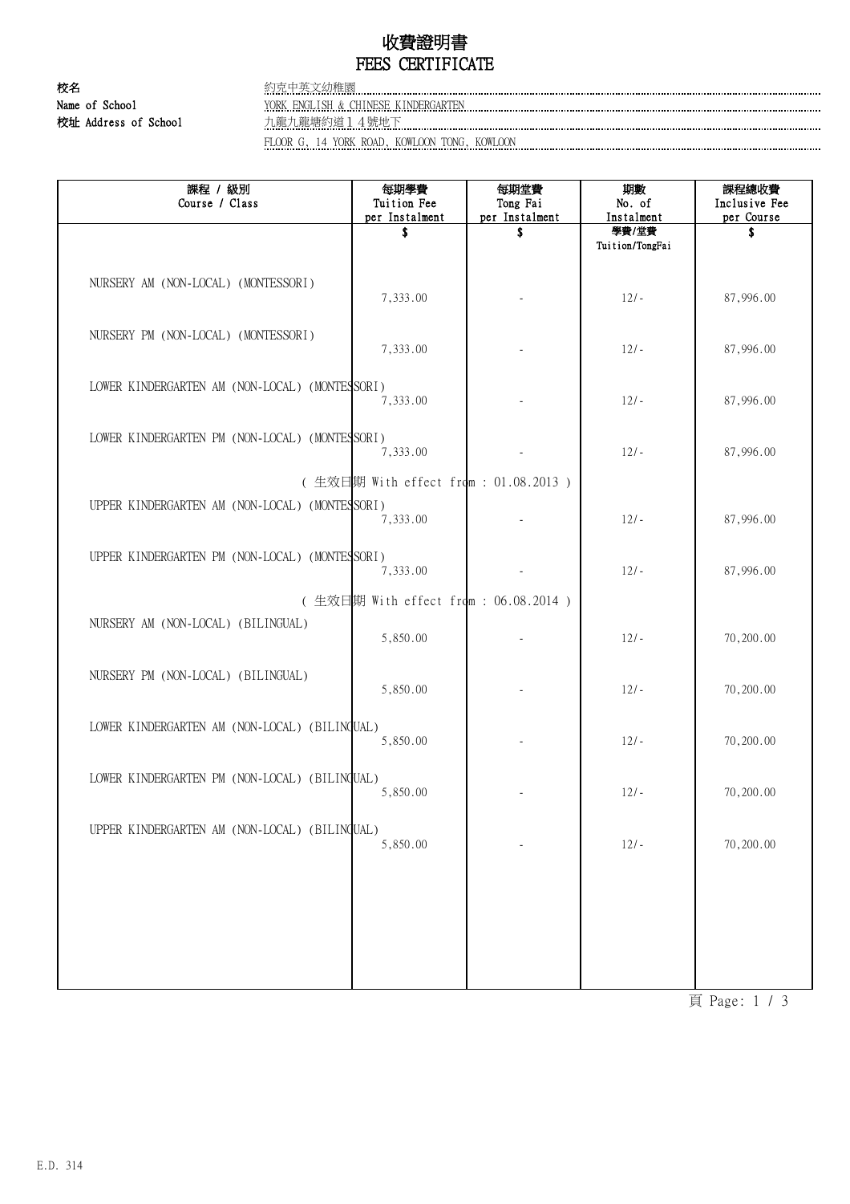# 收費證明書
# FEES CERTIFICATE

**校名** 約克中英文幼稚園

**Name of School** YORK ENGLISH & CHINESE KINDERGARTEN

**校址 Address of School** 九龍九龍塘約道１４號地下

FLOOR G, 14 YORK ROAD, KOWLOON TONG, KOWLOON

| 課程 / 級別<br>Course / Class | 每期學費<br>Tuition Fee<br>per Instalment<br>$ | 每期堂費<br>Tong Fai<br>per Instalment<br>$ | 期數<br>No. of<br>Instalment<br>學費/堂費<br>Tuition/TongFai | 課程總收費<br>Inclusive Fee<br>per Course<br>$ |
|---|---|---|---|---|
| NURSERY AM (NON-LOCAL) (MONTESSORI) | 7,333.00 | - | 12/- | 87,996.00 |
| NURSERY PM (NON-LOCAL) (MONTESSORI) | 7,333.00 | - | 12/- | 87,996.00 |
| LOWER KINDERGARTEN AM (NON-LOCAL) (MONTESSORI) | 7,333.00 | - | 12/- | 87,996.00 |
| LOWER KINDERGARTEN PM (NON-LOCAL) (MONTESSORI) | 7,333.00 | - | 12/- | 87,996.00 |
| ( 生效日期 With effect from : 01.08.2013 ) | | | | |
| UPPER KINDERGARTEN AM (NON-LOCAL) (MONTESSORI) | 7,333.00 | - | 12/- | 87,996.00 |
| UPPER KINDERGARTEN PM (NON-LOCAL) (MONTESSORI) | 7,333.00 | - | 12/- | 87,996.00 |
| ( 生效日期 With effect from : 06.08.2014 ) | | | | |
| NURSERY AM (NON-LOCAL) (BILINGUAL) | 5,850.00 | - | 12/- | 70,200.00 |
| NURSERY PM (NON-LOCAL) (BILINGUAL) | 5,850.00 | - | 12/- | 70,200.00 |
| LOWER KINDERGARTEN AM (NON-LOCAL) (BILINGUAL) | 5,850.00 | - | 12/- | 70,200.00 |
| LOWER KINDERGARTEN PM (NON-LOCAL) (BILINGUAL) | 5,850.00 | - | 12/- | 70,200.00 |
| UPPER KINDERGARTEN AM (NON-LOCAL) (BILINGUAL) | 5,850.00 | - | 12/- | 70,200.00 |

E.D. 314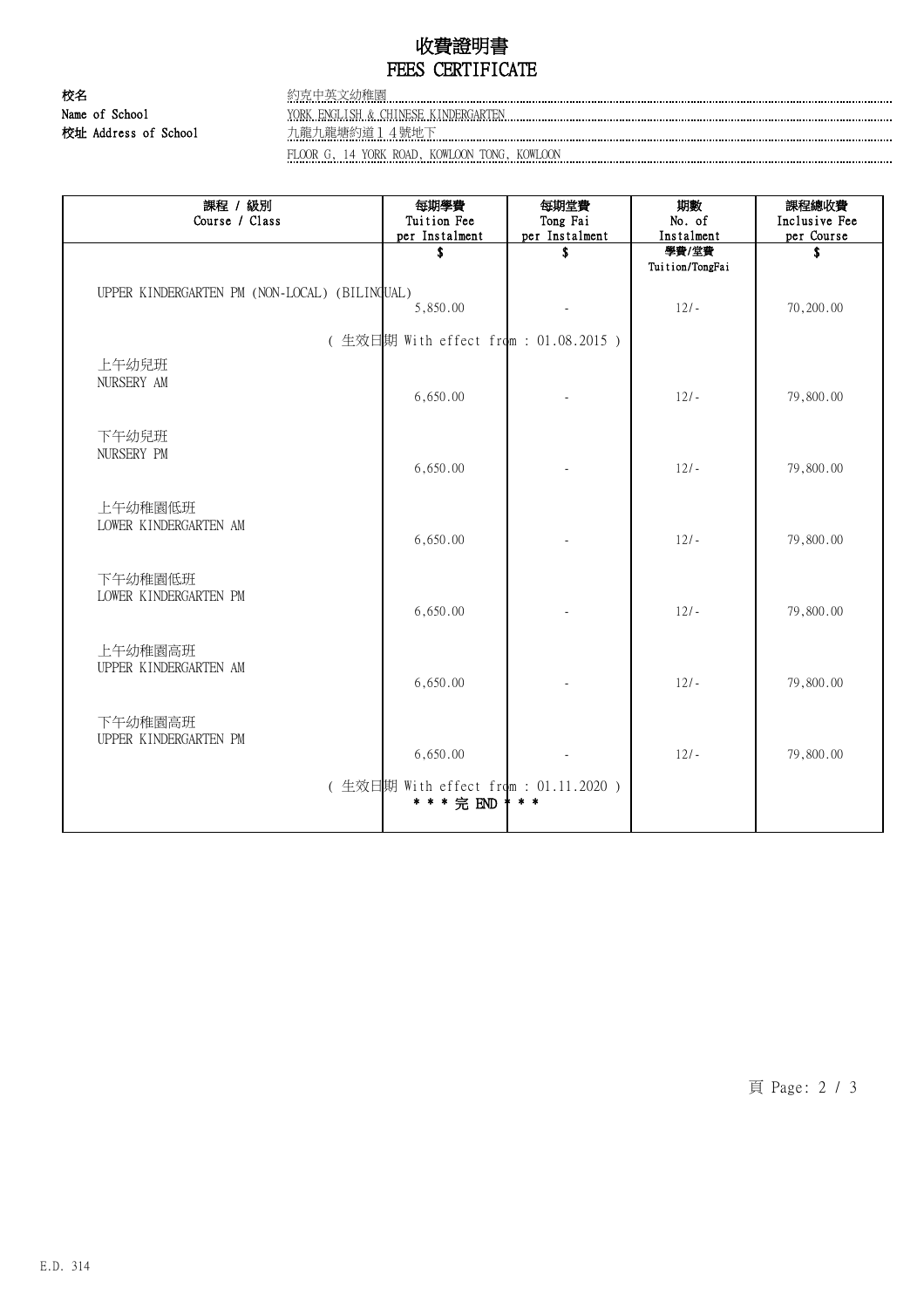# 收費證明書
# FEES CERTIFICATE

**校名**
**Name of School**　約克中英文幼稚園
YORK ENGLISH & CHINESE KINDERGARTEN

**校址 Address of School**　九龍九龍塘約道１４號地下
FLOOR G, 14 YORK ROAD, KOWLOON TONG, KOWLOON

| 課程 / 級別<br>Course / Class | 每期學費<br>Tuition Fee<br>per Instalment | 每期堂費<br>Tong Fai<br>per Instalment | 期數<br>No. of<br>Instalment | 課程總收費<br>Inclusive Fee<br>per Course |
|---|---|---|---|---|
| | $ | $ | 學費/堂費<br>Tuition/TongFai | $ |
| UPPER KINDERGARTEN PM (NON-LOCAL) (BILINGUAL) | 5,850.00 | - | 12/- | 70,200.00 |
| ( 生效日期 With effect from : 01.08.2015 ) | | | | |
| 上午幼兒班<br>NURSERY AM | 6,650.00 | - | 12/- | 79,800.00 |
| 下午幼兒班<br>NURSERY PM | 6,650.00 | - | 12/- | 79,800.00 |
| 上午幼稚園低班<br>LOWER KINDERGARTEN AM | 6,650.00 | - | 12/- | 79,800.00 |
| 下午幼稚園低班<br>LOWER KINDERGARTEN PM | 6,650.00 | - | 12/- | 79,800.00 |
| 上午幼稚園高班<br>UPPER KINDERGARTEN AM | 6,650.00 | - | 12/- | 79,800.00 |
| 下午幼稚園高班<br>UPPER KINDERGARTEN PM | 6,650.00 | - | 12/- | 79,800.00 |
| ( 生效日期 With effect from : 01.11.2020 ) | | | | |
| * * * 完 END * * * | | | | |

E.D. 314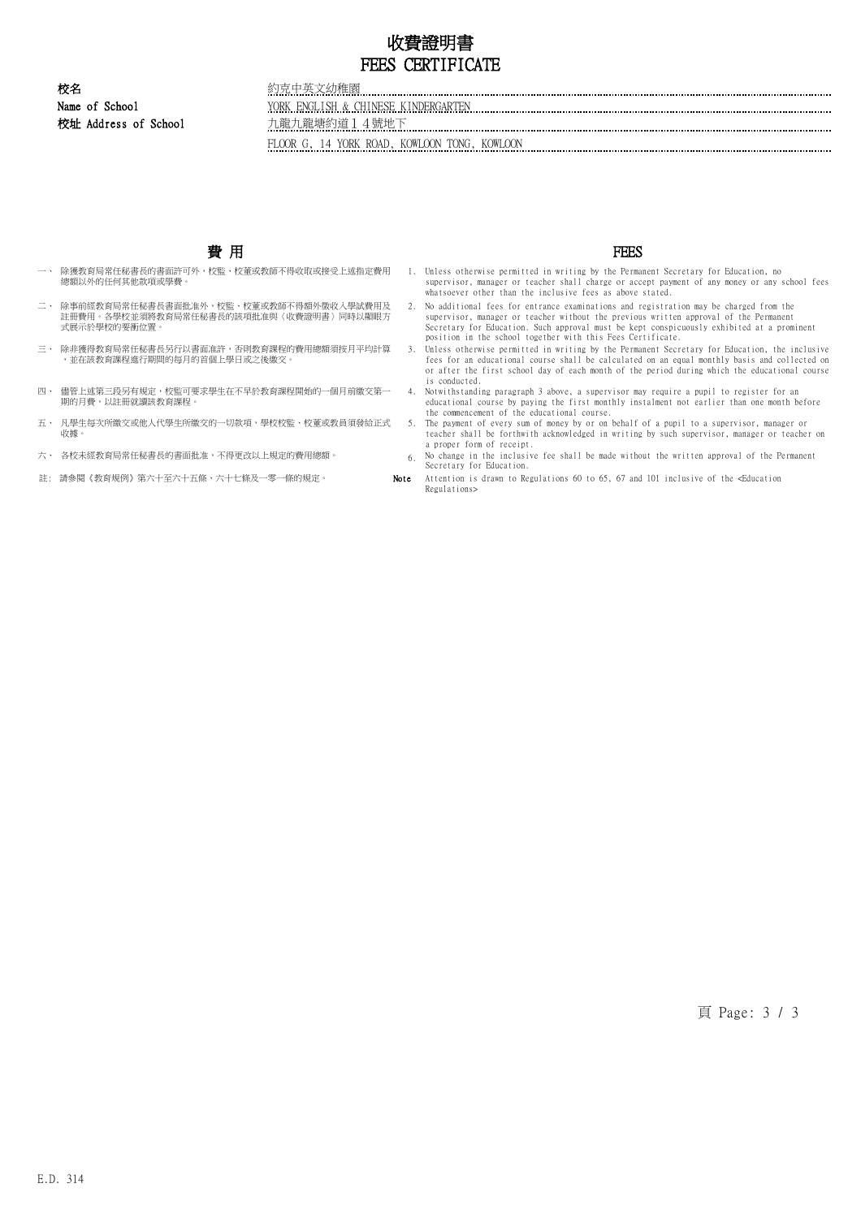# 收費證明書
# FEES CERTIFICATE

**校名** 約克中英文幼稚園
**Name of School** YORK ENGLISH & CHINESE KINDERGARTEN
**校址 Address of School** 九龍九龍塘約道１４號地下
FLOOR G, 14 YORK ROAD, KOWLOON TONG, KOWLOON

## 費 用

一、 除獲教育局常任秘書長的書面許可外，校監、校董或教師不得收取或接受上述指定費用總額以外的任何其他款項或學費。

二、 除事前經教育局常任秘書長書面批准外，校監、校董或教師不得額外徵收入學試費用及註冊費用。各學校並須將教育局常任秘書長的該項批准與〈收費證明書〉同時以顯眼方式展示於學校的要衝位置。

三、 除非獲得教育局常任秘書長另行以書面准許，否則教育課程的費用總額須按月平均計算，並在該教育課程進行期間的每月的首個上學日或之後繳交。

四、 儘管上述第三段另有規定，校監可要求學生在不早於教育課程開始的一個月前繳交第一期的月費，以註冊就讀該教育課程。

五、 凡學生每次所繳交或他人代學生所繳交的一切款項，學校校監、校董或教員須發給正式收據。

六、 各校未經教育局常任秘書長的書面批准，不得更改以上規定的費用總額。

註: 請參閱《教育規例》第六十至六十五條、六十七條及一零一條的規定。

## FEES

1. Unless otherwise permitted in writing by the Permanent Secretary for Education, no supervisor, manager or teacher shall charge or accept payment of any money or any school fees whatsoever other than the inclusive fees as above stated.
2. No additional fees for entrance examinations and registration may be charged from the supervisor, manager or teacher without the previous written approval of the Permanent Secretary for Education. Such approval must be kept conspicuously exhibited at a prominent position in the school together with this Fees Certificate.
3. Unless otherwise permitted in writing by the Permanent Secretary for Education, the inclusive fees for an educational course shall be calculated on an equal monthly basis and collected on or after the first school day of each month of the period during which the educational course is conducted.
4. Notwithstanding paragraph 3 above, a supervisor may require a pupil to register for an educational course by paying the first monthly instalment not earlier than one month before the commencement of the educational course.
5. The payment of every sum of money by or on behalf of a pupil to a supervisor, manager or teacher shall be forthwith acknowledged in writing by such supervisor, manager or teacher on a proper form of receipt.
6. No change in the inclusive fee shall be made without the written approval of the Permanent Secretary for Education.

**Note** Attention is drawn to Regulations 60 to 65, 67 and 101 inclusive of the <Education Regulations>

E.D. 314